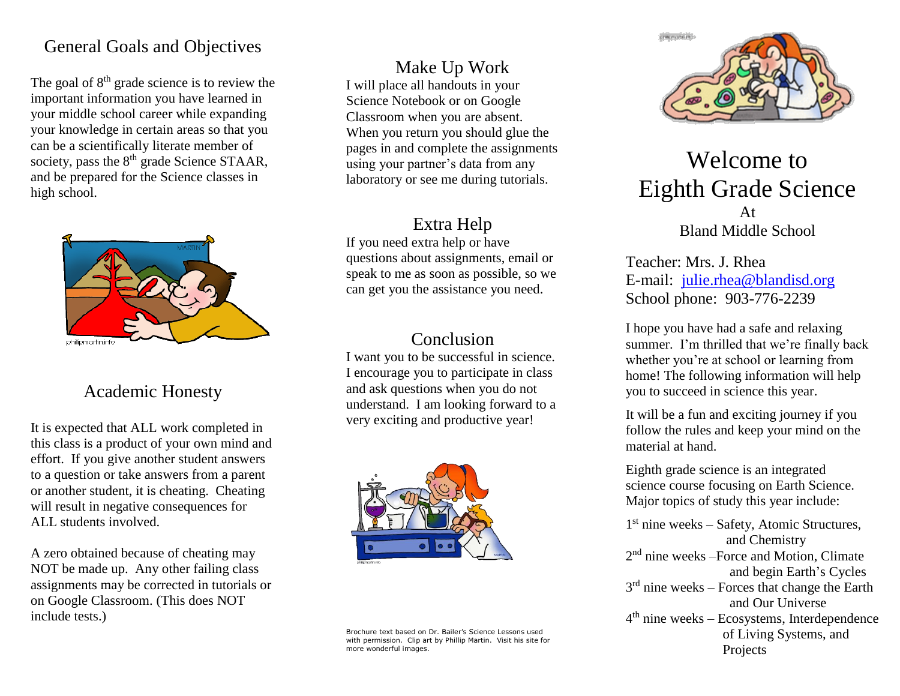## General Goals and Objectives

The goal of 8th grade science is to review the important information you have learned in your middle school career while expanding your knowledge in certain areas so that you can be a scientifically literate member of society, pass the 8th grade Science STAAR, and be prepared for the Science classes in high school.

## Academic Honesty

It is expected that ALL work completed in this class is a product of your own mind and effort. If you give another student answers to a question or take answers from a parent or another student, it is cheating. Cheating will result in negative consequences for ALL students involved.

A zero obtained because of cheating may NOT be made up. Any other failing class assignments may be corrected in tutorials or on Google Classroom. (This does NOT include tests.)

## Make Up Work

I will place all handouts in your Science Notebook or on Google Classroom when you are absent. When you return you should glue the pages in and complete the assignments using your partner's data from any laboratory or see me during tutorials.

## Extra Help

If you need extra help or have questions about assignments, email or speak to me as soon as possible, so we can get you the assistance you need.

## Conclusion

I want you to be successful in science. I encourage you to participate in class and ask questions when you do not understand. I am looking forward to a very exciting and productive year!

Brochure text based on Dr. Bailer's Science Lessons used with permission. Clip art by Phillip Martin. Visit his site for more wonderful images.

# Welcome to Eighth Grade Science

At

Bland Middle School

Teacher: Mrs. J. Rhea
E-mail: julie.rhea@blandisd.org
School phone: 903-776-2239

I hope you have had a safe and relaxing summer. I'm thrilled that we're finally back whether you're at school or learning from home! The following information will help you to succeed in science this year.

It will be a fun and exciting journey if you follow the rules and keep your mind on the material at hand.

Eighth grade science is an integrated science course focusing on Earth Science. Major topics of study this year include:

1st nine weeks – Safety, Atomic Structures, and Chemistry
2nd nine weeks –Force and Motion, Climate and begin Earth's Cycles
3rd nine weeks – Forces that change the Earth and Our Universe
4th nine weeks – Ecosystems, Interdependence of Living Systems, and Projects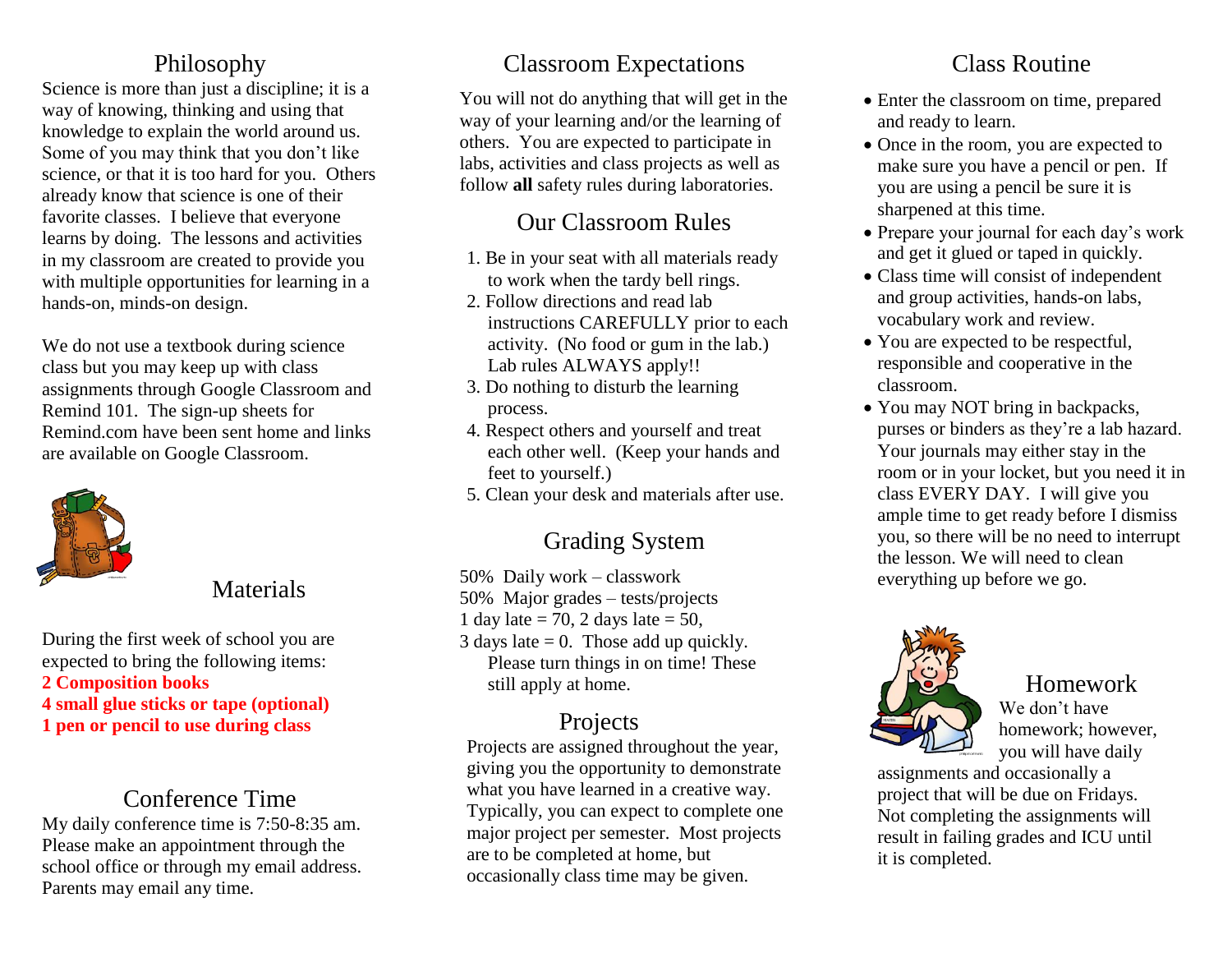## Philosophy

Science is more than just a discipline; it is a way of knowing, thinking and using that knowledge to explain the world around us. Some of you may think that you don't like science, or that it is too hard for you. Others already know that science is one of their favorite classes. I believe that everyone learns by doing. The lessons and activities in my classroom are created to provide you with multiple opportunities for learning in a hands-on, minds-on design.

We do not use a textbook during science class but you may keep up with class assignments through Google Classroom and Remind 101. The sign-up sheets for Remind.com have been sent home and links are available on Google Classroom.

## Materials

During the first week of school you are expected to bring the following items:

**2 Composition books**
**4 small glue sticks or tape (optional)**
**1 pen or pencil to use during class**

## Conference Time

My daily conference time is 7:50-8:35 am. Please make an appointment through the school office or through my email address. Parents may email any time.

## Classroom Expectations

You will not do anything that will get in the way of your learning and/or the learning of others. You are expected to participate in labs, activities and class projects as well as follow **all** safety rules during laboratories.

## Our Classroom Rules

1. Be in your seat with all materials ready to work when the tardy bell rings.
2. Follow directions and read lab instructions CAREFULLY prior to each activity. (No food or gum in the lab.) Lab rules ALWAYS apply!!
3. Do nothing to disturb the learning process.
4. Respect others and yourself and treat each other well. (Keep your hands and feet to yourself.)
5. Clean your desk and materials after use.

## Grading System

50% Daily work – classwork
50% Major grades – tests/projects
1 day late = 70, 2 days late = 50,
3 days late = 0. Those add up quickly. Please turn things in on time! These still apply at home.

## Projects

Projects are assigned throughout the year, giving you the opportunity to demonstrate what you have learned in a creative way. Typically, you can expect to complete one major project per semester. Most projects are to be completed at home, but occasionally class time may be given.

## Class Routine

- Enter the classroom on time, prepared and ready to learn.
- Once in the room, you are expected to make sure you have a pencil or pen. If you are using a pencil be sure it is sharpened at this time.
- Prepare your journal for each day's work and get it glued or taped in quickly.
- Class time will consist of independent and group activities, hands-on labs, vocabulary work and review.
- You are expected to be respectful, responsible and cooperative in the classroom.
- You may NOT bring in backpacks, purses or binders as they're a lab hazard. Your journals may either stay in the room or in your locket, but you need it in class EVERY DAY. I will give you ample time to get ready before I dismiss you, so there will be no need to interrupt the lesson. We will need to clean everything up before we go.

## Homework

We don't have homework; however, you will have daily assignments and occasionally a project that will be due on Fridays. Not completing the assignments will result in failing grades and ICU until it is completed.